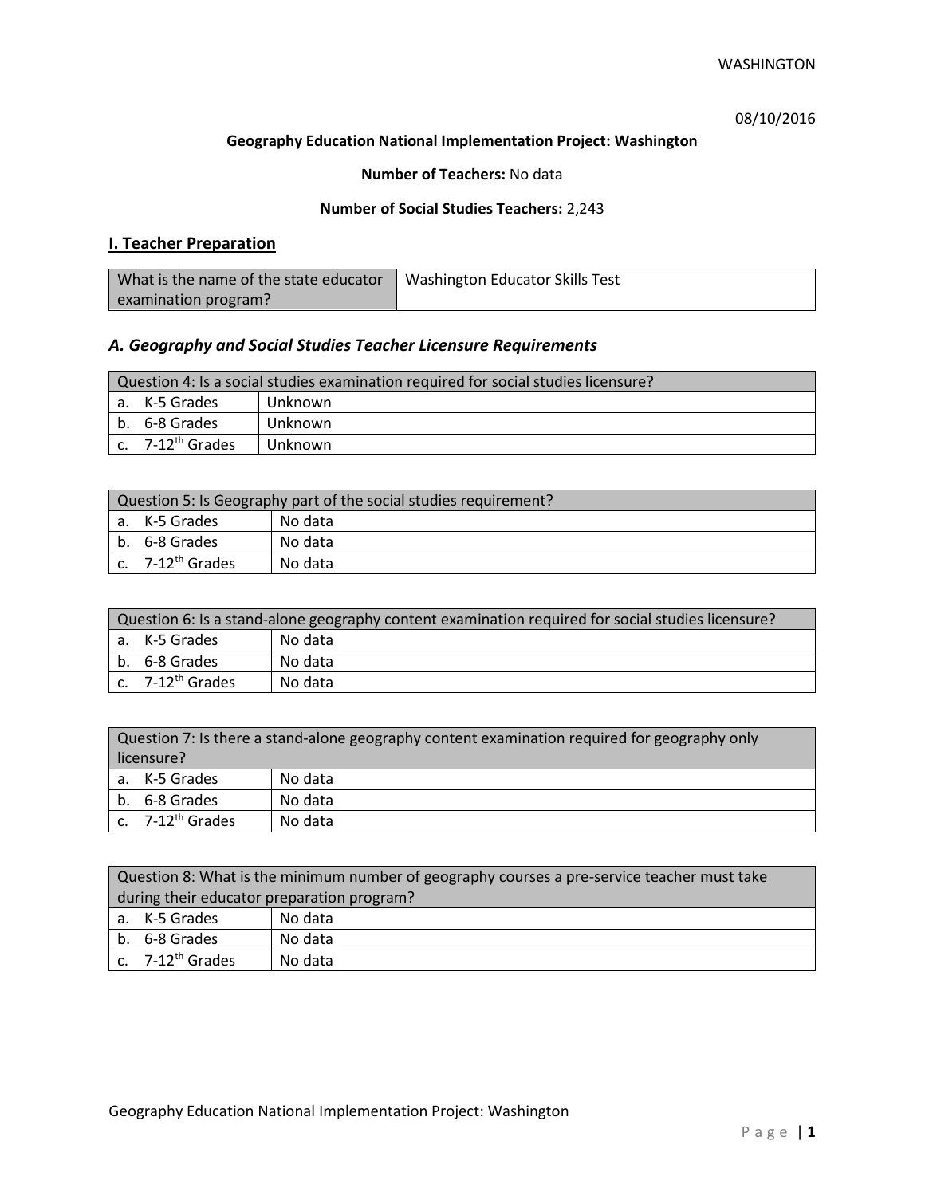08/10/2016

**Geography Education National Implementation Project: Washington**

**Number of Teachers:** No data

**Number of Social Studies Teachers:** 2,243

## I. Teacher Preparation

| What is the name of the state educator examination program? | Washington Educator Skills Test |
|---|---|

### *A. Geography and Social Studies Teacher Licensure Requirements*

| Question 4: Is a social studies examination required for social studies licensure? | |
|---|---|
| a. K-5 Grades | Unknown |
| b. 6-8 Grades | Unknown |
| c. 7-12th Grades | Unknown |

| Question 5: Is Geography part of the social studies requirement? | |
|---|---|
| a. K-5 Grades | No data |
| b. 6-8 Grades | No data |
| c. 7-12th Grades | No data |

| Question 6: Is a stand-alone geography content examination required for social studies licensure? | |
|---|---|
| a. K-5 Grades | No data |
| b. 6-8 Grades | No data |
| c. 7-12th Grades | No data |

| Question 7: Is there a stand-alone geography content examination required for geography only licensure? | |
|---|---|
| a. K-5 Grades | No data |
| b. 6-8 Grades | No data |
| c. 7-12th Grades | No data |

| Question 8: What is the minimum number of geography courses a pre-service teacher must take during their educator preparation program? | |
|---|---|
| a. K-5 Grades | No data |
| b. 6-8 Grades | No data |
| c. 7-12th Grades | No data |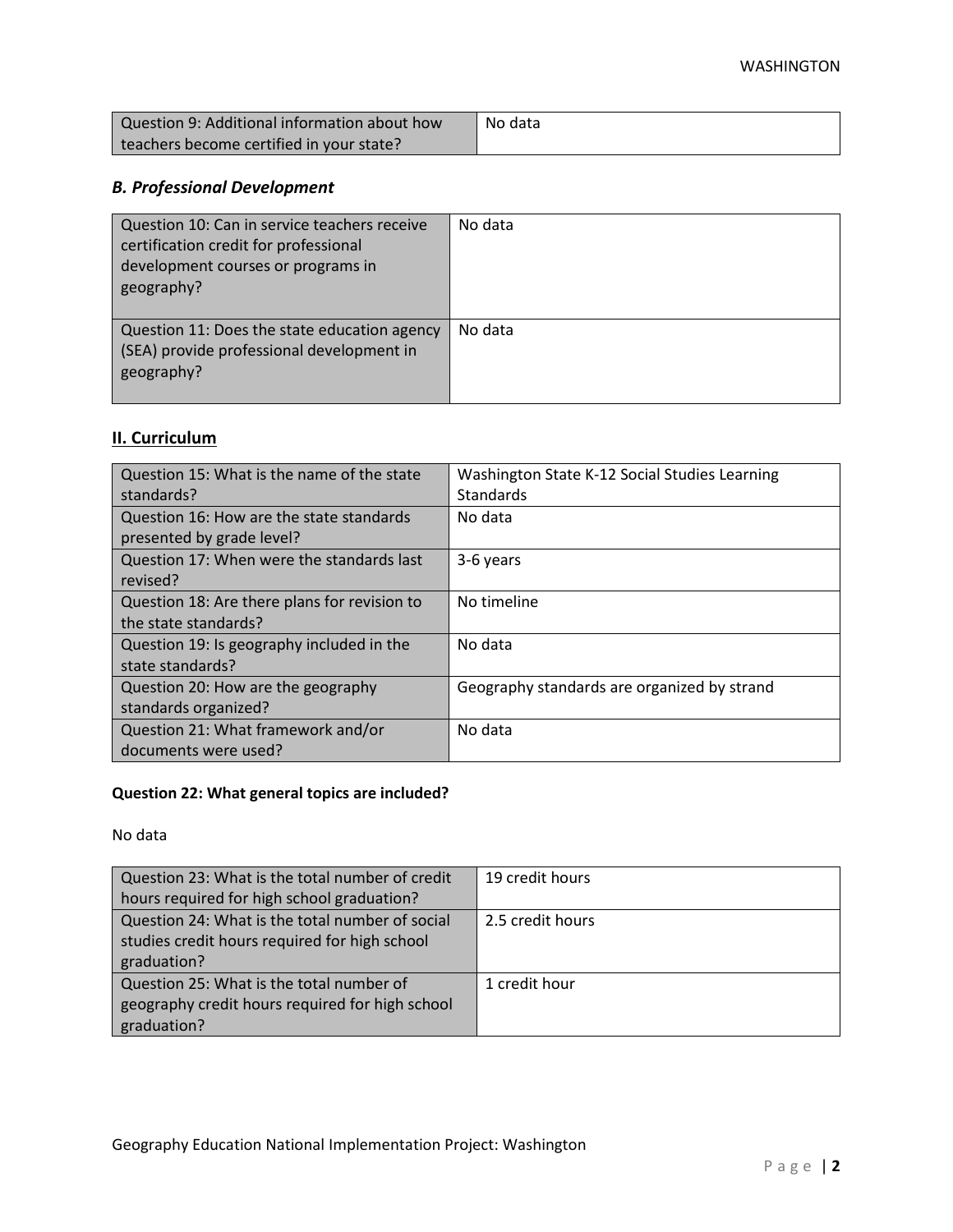| Question 9: Additional information about how teachers become certified in your state? | No data |
| --- | --- |

### *B. Professional Development*

| Question 10: Can in service teachers receive certification credit for professional development courses or programs in geography? | No data |
| --- | --- |
| Question 11: Does the state education agency (SEA) provide professional development in geography? | No data |

## II. Curriculum

| Question 15: What is the name of the state standards? | Washington State K-12 Social Studies Learning Standards |
| --- | --- |
| Question 16: How are the state standards presented by grade level? | No data |
| Question 17: When were the standards last revised? | 3-6 years |
| Question 18: Are there plans for revision to the state standards? | No timeline |
| Question 19: Is geography included in the state standards? | No data |
| Question 20: How are the geography standards organized? | Geography standards are organized by strand |
| Question 21: What framework and/or documents were used? | No data |

**Question 22: What general topics are included?**

No data

| Question 23: What is the total number of credit hours required for high school graduation? | 19 credit hours |
| --- | --- |
| Question 24: What is the total number of social studies credit hours required for high school graduation? | 2.5 credit hours |
| Question 25: What is the total number of geography credit hours required for high school graduation? | 1 credit hour |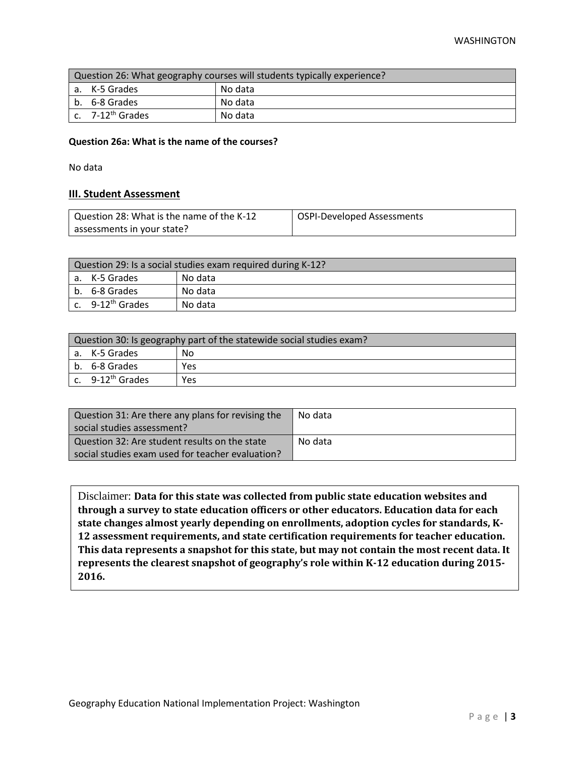| Question 26: What geography courses will students typically experience? | |
| --- | --- |
| a. K-5 Grades | No data |
| b. 6-8 Grades | No data |
| c. 7-12th Grades | No data |

**Question 26a: What is the name of the courses?**

No data

## III. Student Assessment

| | |
| --- | --- |
| Question 28: What is the name of the K-12 assessments in your state? | OSPI-Developed Assessments |

| Question 29: Is a social studies exam required during K-12? | |
| --- | --- |
| a. K-5 Grades | No data |
| b. 6-8 Grades | No data |
| c. 9-12th Grades | No data |

| Question 30: Is geography part of the statewide social studies exam? | |
| --- | --- |
| a. K-5 Grades | No |
| b. 6-8 Grades | Yes |
| c. 9-12th Grades | Yes |

| | |
| --- | --- |
| Question 31: Are there any plans for revising the social studies assessment? | No data |
| Question 32: Are student results on the state social studies exam used for teacher evaluation? | No data |

Disclaimer: **Data for this state was collected from public state education websites and through a survey to state education officers or other educators. Education data for each state changes almost yearly depending on enrollments, adoption cycles for standards, K-12 assessment requirements, and state certification requirements for teacher education. This data represents a snapshot for this state, but may not contain the most recent data. It represents the clearest snapshot of geography's role within K-12 education during 2015-2016.**